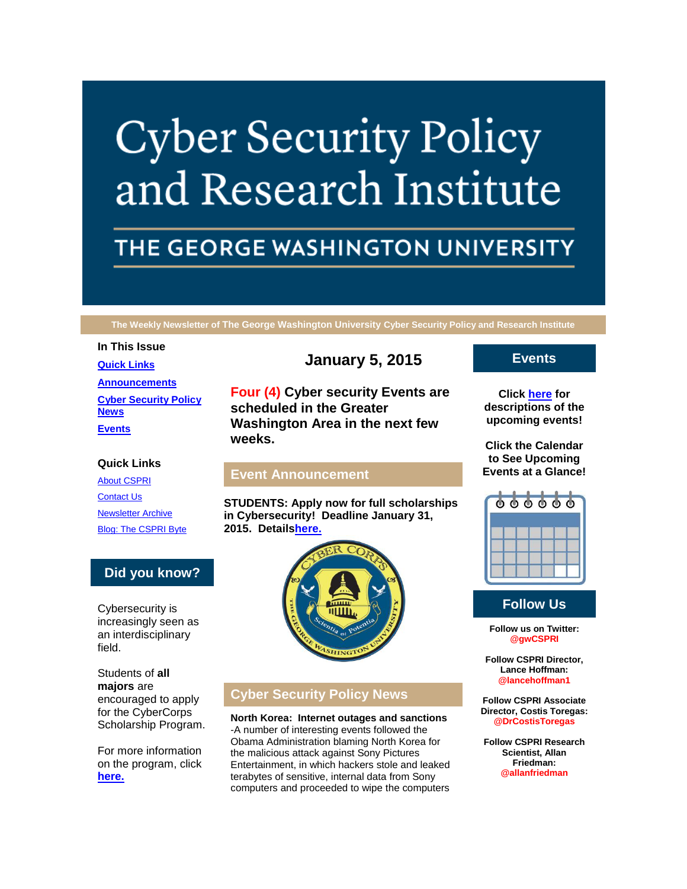# Cyber Security Policy and Research Institute

## THE GEORGE WASHINGTON UNIVERSITY

**The Weekly Newsletter of The George Washington University Cyber Security Policy and Research Institute**

**In This Issue**

- **Quick Links**
- **Announcements**
- **Cyber Security Policy News**
- **Events**

**Quick Links**

- About CSPRI
- Contact Us
- Newsletter Archive
- Blog: The CSPRI Byte

## Did you know?

Cybersecurity is increasingly seen as an interdisciplinary field.

Students of **all majors** are encouraged to apply for the CyberCorps Scholarship Program.

For more information on the program, click **here.**

## January 5, 2015

**Four (4) Cyber security Events are scheduled in the Greater Washington Area in the next few weeks.**

## Event Announcement

**STUDENTS: Apply now for full scholarships in Cybersecurity! Deadline January 31, 2015. Detailshere.**

## Cyber Security Policy News

**North Korea: Internet outages and sanctions**
-A number of interesting events followed the Obama Administration blaming North Korea for the malicious attack against Sony Pictures Entertainment, in which hackers stole and leaked terabytes of sensitive, internal data from Sony computers and proceeded to wipe the computers

## Events

**Click here for descriptions of the upcoming events!**

**Click the Calendar to See Upcoming Events at a Glance!**

## Follow Us

**Follow us on Twitter: @gwCSPRI**

**Follow CSPRI Director, Lance Hoffman: @lancehoffman1**

**Follow CSPRI Associate Director, Costis Toregas: @DrCostisToregas**

**Follow CSPRI Research Scientist, Allan Friedman: @allanfriedman**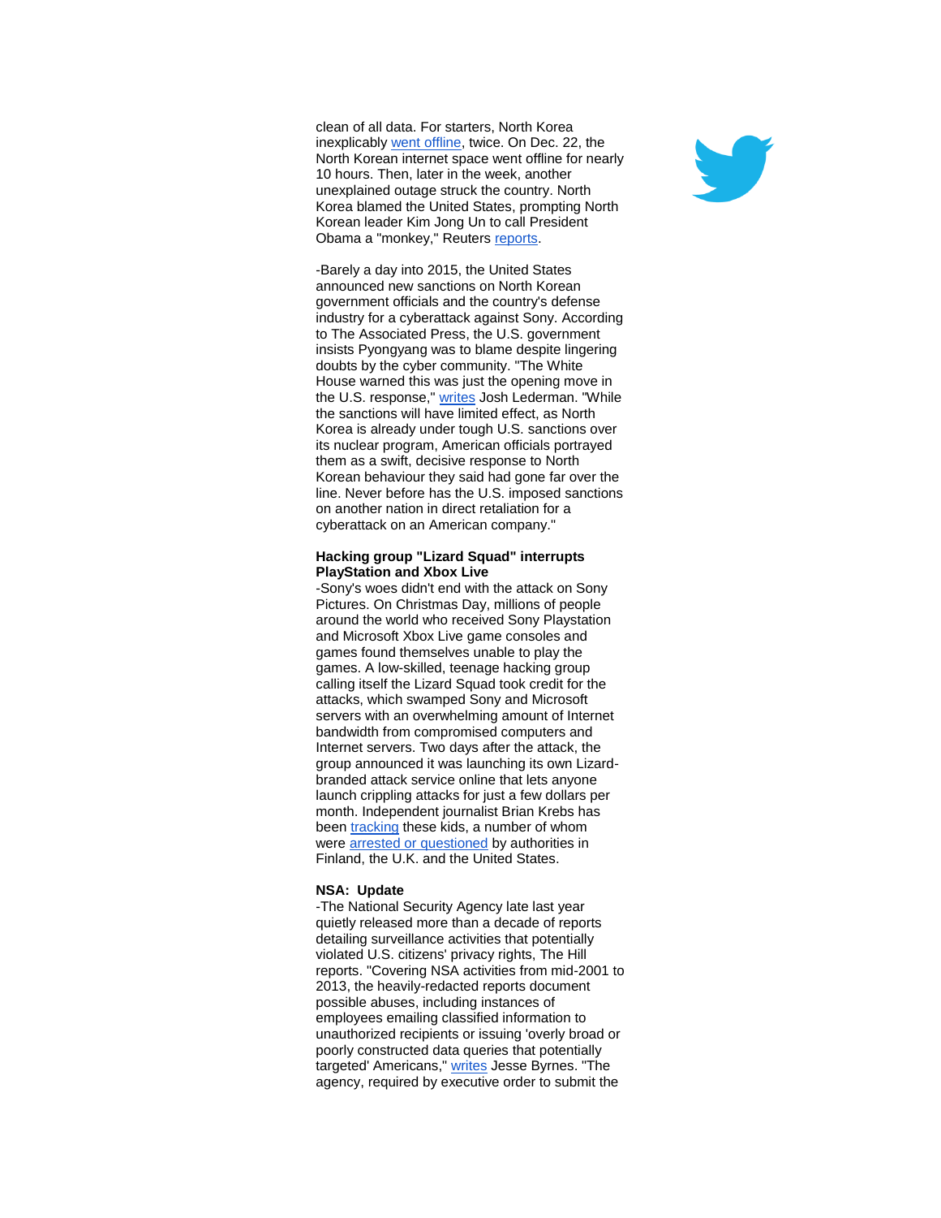clean of all data. For starters, North Korea inexplicably went offline, twice. On Dec. 22, the North Korean internet space went offline for nearly 10 hours. Then, later in the week, another unexplained outage struck the country. North Korea blamed the United States, prompting North Korean leader Kim Jong Un to call President Obama a "monkey," Reuters reports.

-Barely a day into 2015, the United States announced new sanctions on North Korean government officials and the country's defense industry for a cyberattack against Sony. According to The Associated Press, the U.S. government insists Pyongyang was to blame despite lingering doubts by the cyber community. "The White House warned this was just the opening move in the U.S. response," writes Josh Lederman. "While the sanctions will have limited effect, as North Korea is already under tough U.S. sanctions over its nuclear program, American officials portrayed them as a swift, decisive response to North Korean behaviour they said had gone far over the line. Never before has the U.S. imposed sanctions on another nation in direct retaliation for a cyberattack on an American company."

**Hacking group "Lizard Squad" interrupts PlayStation and Xbox Live**

-Sony's woes didn't end with the attack on Sony Pictures. On Christmas Day, millions of people around the world who received Sony Playstation and Microsoft Xbox Live game consoles and games found themselves unable to play the games. A low-skilled, teenage hacking group calling itself the Lizard Squad took credit for the attacks, which swamped Sony and Microsoft servers with an overwhelming amount of Internet bandwidth from compromised computers and Internet servers. Two days after the attack, the group announced it was launching its own Lizard-branded attack service online that lets anyone launch crippling attacks for just a few dollars per month. Independent journalist Brian Krebs has been tracking these kids, a number of whom were arrested or questioned by authorities in Finland, the U.K. and the United States.

**NSA: Update**

-The National Security Agency late last year quietly released more than a decade of reports detailing surveillance activities that potentially violated U.S. citizens' privacy rights, The Hill reports. "Covering NSA activities from mid-2001 to 2013, the heavily-redacted reports document possible abuses, including instances of employees emailing classified information to unauthorized recipients or issuing 'overly broad or poorly constructed data queries that potentially targeted' Americans," writes Jesse Byrnes. "The agency, required by executive order to submit the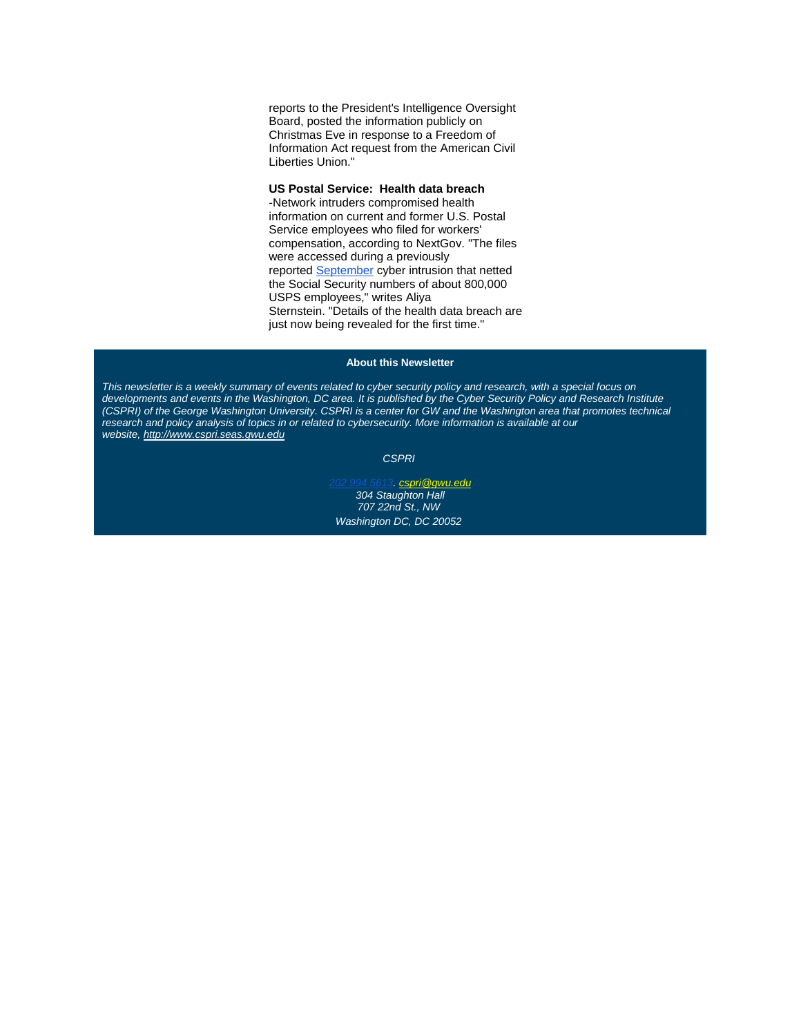reports to the President's Intelligence Oversight Board, posted the information publicly on Christmas Eve in response to a Freedom of Information Act request from the American Civil Liberties Union."

**US Postal Service: Health data breach**
-Network intruders compromised health information on current and former U.S. Postal Service employees who filed for workers' compensation, according to NextGov. "The files were accessed during a previously reported September cyber intrusion that netted the Social Security numbers of about 800,000 USPS employees," writes Aliya Sternstein. "Details of the health data breach are just now being revealed for the first time."

**About this Newsletter**

*This newsletter is a weekly summary of events related to cyber security policy and research, with a special focus on developments and events in the Washington, DC area. It is published by the Cyber Security Policy and Research Institute (CSPRI) of the George Washington University. CSPRI is a center for GW and the Washington area that promotes technical research and policy analysis of topics in or related to cybersecurity. More information is available at our website, http://www.cspri.seas.gwu.edu*

*CSPRI*

*202 994 5613, cspri@gwu.edu*
*304 Staughton Hall*
*707 22nd St., NW*
*Washington DC, DC 20052*